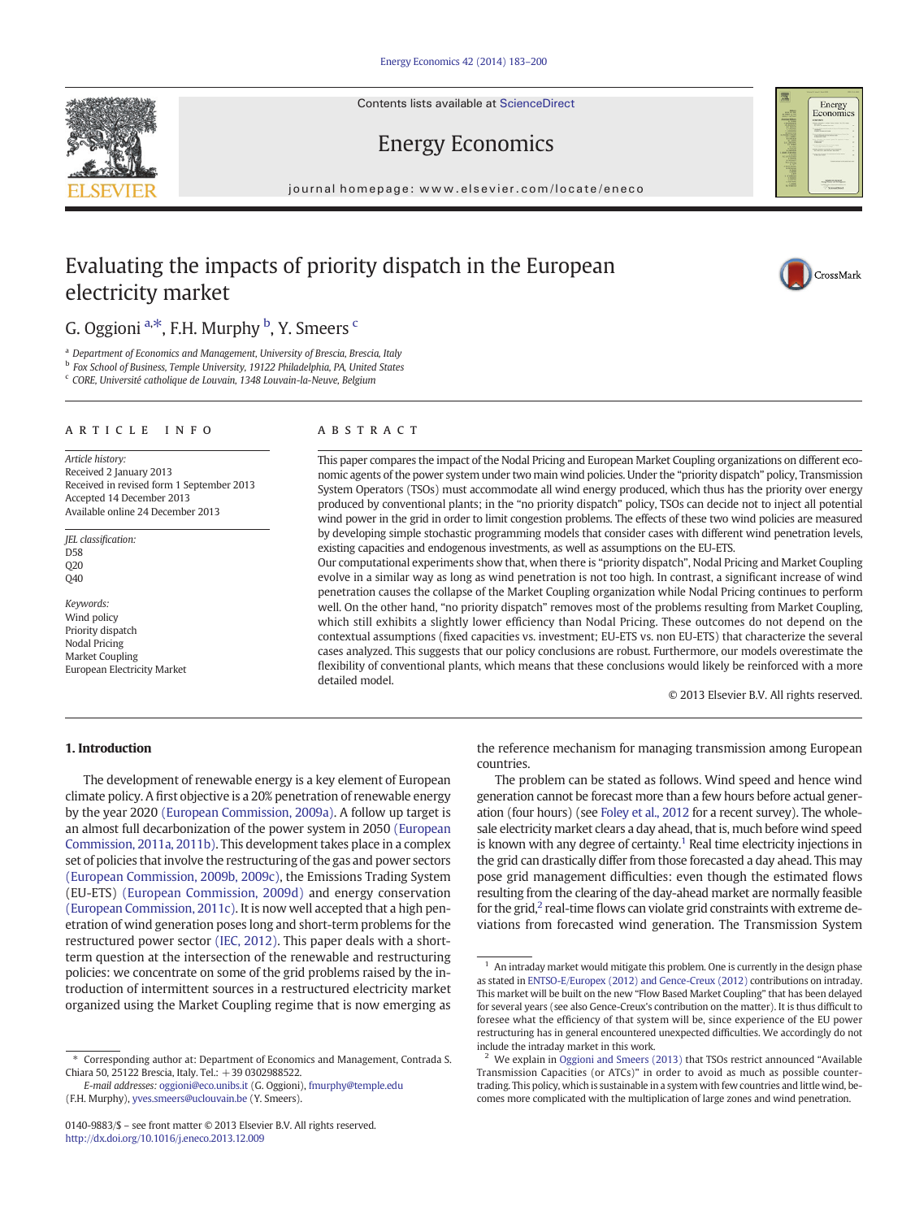Contents lists available at ScienceDirect

# Energy Economics

journal homepage: www.elsevier.com/locate/eneco

# Evaluating the impacts of priority dispatch in the European electricity market

G. Oggioni [a,*], F.H. Murphy [b], Y. Smeers [c]

[a] Department of Economics and Management, University of Brescia, Brescia, Italy
[b] Fox School of Business, Temple University, 19122 Philadelphia, PA, United States
[c] CORE, Université catholique de Louvain, 1348 Louvain-la-Neuve, Belgium

## ARTICLE INFO

*Article history:*
Received 2 January 2013
Received in revised form 1 September 2013
Accepted 14 December 2013
Available online 24 December 2013

*JEL classification:*
D58
Q20
Q40

*Keywords:*
Wind policy
Priority dispatch
Nodal Pricing
Market Coupling
European Electricity Market

## ABSTRACT

This paper compares the impact of the Nodal Pricing and European Market Coupling organizations on different economic agents of the power system under two main wind policies. Under the "priority dispatch" policy, Transmission System Operators (TSOs) must accommodate all wind energy produced, which thus has the priority over energy produced by conventional plants; in the "no priority dispatch" policy, TSOs can decide not to inject all potential wind power in the grid in order to limit congestion problems. The effects of these two wind policies are measured by developing simple stochastic programming models that consider cases with different wind penetration levels, existing capacities and endogenous investments, as well as assumptions on the EU-ETS.

Our computational experiments show that, when there is "priority dispatch", Nodal Pricing and Market Coupling evolve in a similar way as long as wind penetration is not too high. In contrast, a significant increase of wind penetration causes the collapse of the Market Coupling organization while Nodal Pricing continues to perform well. On the other hand, "no priority dispatch" removes most of the problems resulting from Market Coupling, which still exhibits a slightly lower efficiency than Nodal Pricing. These outcomes do not depend on the contextual assumptions (fixed capacities vs. investment; EU-ETS vs. non EU-ETS) that characterize the several cases analyzed. This suggests that our policy conclusions are robust. Furthermore, our models overestimate the flexibility of conventional plants, which means that these conclusions would likely be reinforced with a more detailed model.

© 2013 Elsevier B.V. All rights reserved.

## 1. Introduction

The development of renewable energy is a key element of European climate policy. A first objective is a 20% penetration of renewable energy by the year 2020 (European Commission, 2009a). A follow up target is an almost full decarbonization of the power system in 2050 (European Commission, 2011a, 2011b). This development takes place in a complex set of policies that involve the restructuring of the gas and power sectors (European Commission, 2009b, 2009c), the Emissions Trading System (EU-ETS) (European Commission, 2009d) and energy conservation (European Commission, 2011c). It is now well accepted that a high penetration of wind generation poses long and short-term problems for the restructured power sector (IEC, 2012). This paper deals with a short-term question at the intersection of the renewable and restructuring policies: we concentrate on some of the grid problems raised by the introduction of intermittent sources in a restructured electricity market organized using the Market Coupling regime that is now emerging as the reference mechanism for managing transmission among European countries.

The problem can be stated as follows. Wind speed and hence wind generation cannot be forecast more than a few hours before actual generation (four hours) (see Foley et al., 2012 for a recent survey). The wholesale electricity market clears a day ahead, that is, much before wind speed is known with any degree of certainty.[1] Real time electricity injections in the grid can drastically differ from those forecasted a day ahead. This may pose grid management difficulties: even though the estimated flows resulting from the clearing of the day-ahead market are normally feasible for the grid,[2] real-time flows can violate grid constraints with extreme deviations from forecasted wind generation. The Transmission System

[1] An intraday market would mitigate this problem. One is currently in the design phase as stated in ENTSO-E/Europex (2012) and Gence-Creux (2012) contributions on intraday. This market will be built on the new "Flow Based Market Coupling" that has been delayed for several years (see also Gence-Creux's contribution on the matter). It is thus difficult to foresee what the efficiency of that system will be, since experience of the EU power restructuring has in general encountered unexpected difficulties. We accordingly do not include the intraday market in this work.

[2] We explain in Oggioni and Smeers (2013) that TSOs restrict announced "Available Transmission Capacities (or ATCs)" in order to avoid as much as possible countertrading. This policy, which is sustainable in a system with few countries and little wind, becomes more complicated with the multiplication of large zones and wind penetration.

* Corresponding author at: Department of Economics and Management, Contrada S. Chiara 50, 25122 Brescia, Italy. Tel.: +39 0302988522.
*E-mail addresses:* oggioni@eco.unibs.it (G. Oggioni), fmurphy@temple.edu (F.H. Murphy), yves.smeers@uclouvain.be (Y. Smeers).

0140-9883/$ – see front matter © 2013 Elsevier B.V. All rights reserved.
http://dx.doi.org/10.1016/j.eneco.2013.12.009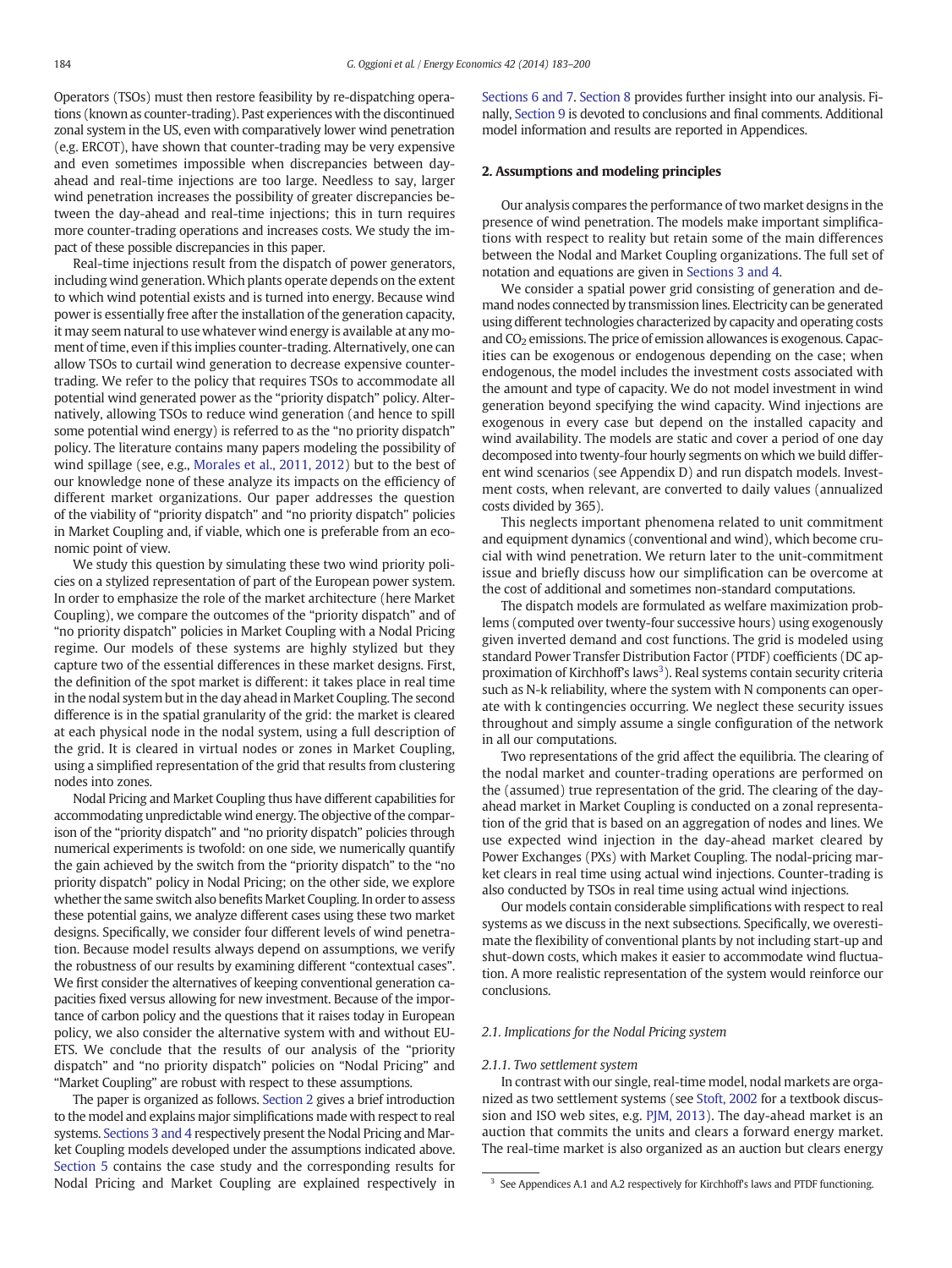Operators (TSOs) must then restore feasibility by re-dispatching operations (known as counter-trading). Past experiences with the discontinued zonal system in the US, even with comparatively lower wind penetration (e.g. ERCOT), have shown that counter-trading may be very expensive and even sometimes impossible when discrepancies between day-ahead and real-time injections are too large. Needless to say, larger wind penetration increases the possibility of greater discrepancies between the day-ahead and real-time injections; this in turn requires more counter-trading operations and increases costs. We study the impact of these possible discrepancies in this paper.

Real-time injections result from the dispatch of power generators, including wind generation. Which plants operate depends on the extent to which wind potential exists and is turned into energy. Because wind power is essentially free after the installation of the generation capacity, it may seem natural to use whatever wind energy is available at any moment of time, even if this implies counter-trading. Alternatively, one can allow TSOs to curtail wind generation to decrease expensive counter-trading. We refer to the policy that requires TSOs to accommodate all potential wind generated power as the "priority dispatch" policy. Alternatively, allowing TSOs to reduce wind generation (and hence to spill some potential wind energy) is referred to as the "no priority dispatch" policy. The literature contains many papers modeling the possibility of wind spillage (see, e.g., Morales et al., 2011, 2012) but to the best of our knowledge none of these analyze its impacts on the efficiency of different market organizations. Our paper addresses the question of the viability of "priority dispatch" and "no priority dispatch" policies in Market Coupling and, if viable, which one is preferable from an economic point of view.

We study this question by simulating these two wind priority policies on a stylized representation of part of the European power system. In order to emphasize the role of the market architecture (here Market Coupling), we compare the outcomes of the "priority dispatch" and of "no priority dispatch" policies in Market Coupling with a Nodal Pricing regime. Our models of these systems are highly stylized but they capture two of the essential differences in these market designs. First, the definition of the spot market is different: it takes place in real time in the nodal system but in the day ahead in Market Coupling. The second difference is in the spatial granularity of the grid: the market is cleared at each physical node in the nodal system, using a full description of the grid. It is cleared in virtual nodes or zones in Market Coupling, using a simplified representation of the grid that results from clustering nodes into zones.

Nodal Pricing and Market Coupling thus have different capabilities for accommodating unpredictable wind energy. The objective of the comparison of the "priority dispatch" and "no priority dispatch" policies through numerical experiments is twofold: on one side, we numerically quantify the gain achieved by the switch from the "priority dispatch" to the "no priority dispatch" policy in Nodal Pricing; on the other side, we explore whether the same switch also benefits Market Coupling. In order to assess these potential gains, we analyze different cases using these two market designs. Specifically, we consider four different levels of wind penetration. Because model results always depend on assumptions, we verify the robustness of our results by examining different "contextual cases". We first consider the alternatives of keeping conventional generation capacities fixed versus allowing for new investment. Because of the importance of carbon policy and the questions that it raises today in European policy, we also consider the alternative system with and without EU-ETS. We conclude that the results of our analysis of the "priority dispatch" and "no priority dispatch" policies on "Nodal Pricing" and "Market Coupling" are robust with respect to these assumptions.

The paper is organized as follows. Section 2 gives a brief introduction to the model and explains major simplifications made with respect to real systems. Sections 3 and 4 respectively present the Nodal Pricing and Market Coupling models developed under the assumptions indicated above. Section 5 contains the case study and the corresponding results for Nodal Pricing and Market Coupling are explained respectively in Sections 6 and 7. Section 8 provides further insight into our analysis. Finally, Section 9 is devoted to conclusions and final comments. Additional model information and results are reported in Appendices.

## 2. Assumptions and modeling principles

Our analysis compares the performance of two market designs in the presence of wind penetration. The models make important simplifications with respect to reality but retain some of the main differences between the Nodal and Market Coupling organizations. The full set of notation and equations are given in Sections 3 and 4.

We consider a spatial power grid consisting of generation and demand nodes connected by transmission lines. Electricity can be generated using different technologies characterized by capacity and operating costs and $CO_2$ emissions. The price of emission allowances is exogenous. Capacities can be exogenous or endogenous depending on the case; when endogenous, the model includes the investment costs associated with the amount and type of capacity. We do not model investment in wind generation beyond specifying the wind capacity. Wind injections are exogenous in every case but depend on the installed capacity and wind availability. The models are static and cover a period of one day decomposed into twenty-four hourly segments on which we build different wind scenarios (see Appendix D) and run dispatch models. Investment costs, when relevant, are converted to daily values (annualized costs divided by 365).

This neglects important phenomena related to unit commitment and equipment dynamics (conventional and wind), which become crucial with wind penetration. We return later to the unit-commitment issue and briefly discuss how our simplification can be overcome at the cost of additional and sometimes non-standard computations.

The dispatch models are formulated as welfare maximization problems (computed over twenty-four successive hours) using exogenously given inverted demand and cost functions. The grid is modeled using standard Power Transfer Distribution Factor (PTDF) coefficients (DC approximation of Kirchhoff's laws[3]). Real systems contain security criteria such as N-k reliability, where the system with N components can operate with k contingencies occurring. We neglect these security issues throughout and simply assume a single configuration of the network in all our computations.

Two representations of the grid affect the equilibria. The clearing of the nodal market and counter-trading operations are performed on the (assumed) true representation of the grid. The clearing of the day-ahead market in Market Coupling is conducted on a zonal representation of the grid that is based on an aggregation of nodes and lines. We use expected wind injection in the day-ahead market cleared by Power Exchanges (PXs) with Market Coupling. The nodal-pricing market clears in real time using actual wind injections. Counter-trading is also conducted by TSOs in real time using actual wind injections.

Our models contain considerable simplifications with respect to real systems as we discuss in the next subsections. Specifically, we overestimate the flexibility of conventional plants by not including start-up and shut-down costs, which makes it easier to accommodate wind fluctuation. A more realistic representation of the system would reinforce our conclusions.

### 2.1. Implications for the Nodal Pricing system

#### 2.1.1. Two settlement system

In contrast with our single, real-time model, nodal markets are organized as two settlement systems (see Stoft, 2002 for a textbook discussion and ISO web sites, e.g. PJM, 2013). The day-ahead market is an auction that commits the units and clears a forward energy market. The real-time market is also organized as an auction but clears energy

[3] See Appendices A.1 and A.2 respectively for Kirchhoff's laws and PTDF functioning.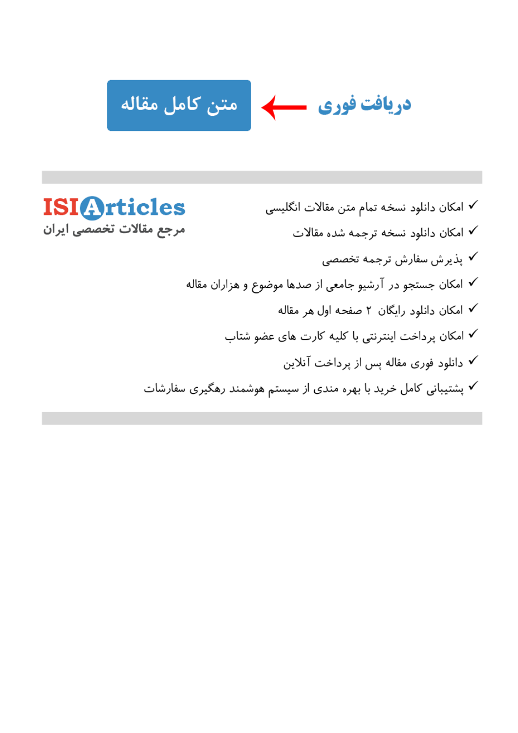دریافت فوری ← متن کامل مقاله

**ISIArticles**

مرجع مقالات تخصصی ایران

- ✓ امکان دانلود نسخه تمام متن مقالات انگلیسی
- ✓ امکان دانلود نسخه ترجمه شده مقالات
- ✓ پذیرش سفارش ترجمه تخصصی
- ✓ امکان جستجو در آرشیو جامعی از صدها موضوع و هزاران مقاله
- ✓ امکان دانلود رایگان ۲ صفحه اول هر مقاله
- ✓ امکان پرداخت اینترنتی با کلیه کارت های عضو شتاب
- ✓ دانلود فوری مقاله پس از پرداخت آنلاین
- ✓ پشتیبانی کامل خرید با بهره مندی از سیستم هوشمند رهگیری سفارشات